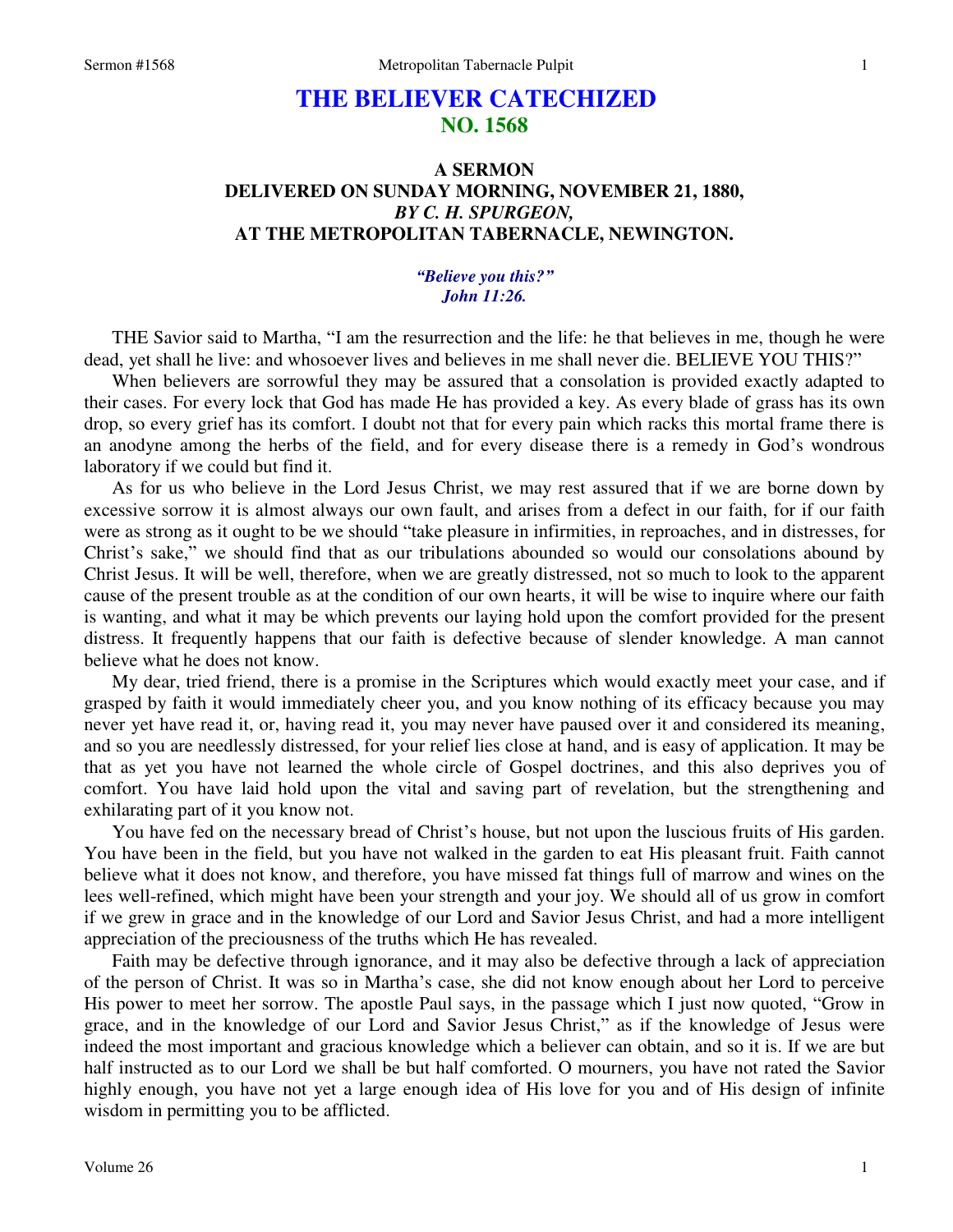# THE BELIEVER CATECHIZED
## NO. 1568

### A SERMON
### DELIVERED ON SUNDAY MORNING, NOVEMBER 21, 1880,
### *BY C. H. SPURGEON,*
### AT THE METROPOLITAN TABERNACLE, NEWINGTON.

*"Believe you this?"*
*John 11:26.*

THE Savior said to Martha, "I am the resurrection and the life: he that believes in me, though he were dead, yet shall he live: and whosoever lives and believes in me shall never die. BELIEVE YOU THIS?"

When believers are sorrowful they may be assured that a consolation is provided exactly adapted to their cases. For every lock that God has made He has provided a key. As every blade of grass has its own drop, so every grief has its comfort. I doubt not that for every pain which racks this mortal frame there is an anodyne among the herbs of the field, and for every disease there is a remedy in God's wondrous laboratory if we could but find it.

As for us who believe in the Lord Jesus Christ, we may rest assured that if we are borne down by excessive sorrow it is almost always our own fault, and arises from a defect in our faith, for if our faith were as strong as it ought to be we should "take pleasure in infirmities, in reproaches, and in distresses, for Christ's sake," we should find that as our tribulations abounded so would our consolations abound by Christ Jesus. It will be well, therefore, when we are greatly distressed, not so much to look to the apparent cause of the present trouble as at the condition of our own hearts, it will be wise to inquire where our faith is wanting, and what it may be which prevents our laying hold upon the comfort provided for the present distress. It frequently happens that our faith is defective because of slender knowledge. A man cannot believe what he does not know.

My dear, tried friend, there is a promise in the Scriptures which would exactly meet your case, and if grasped by faith it would immediately cheer you, and you know nothing of its efficacy because you may never yet have read it, or, having read it, you may never have paused over it and considered its meaning, and so you are needlessly distressed, for your relief lies close at hand, and is easy of application. It may be that as yet you have not learned the whole circle of Gospel doctrines, and this also deprives you of comfort. You have laid hold upon the vital and saving part of revelation, but the strengthening and exhilarating part of it you know not.

You have fed on the necessary bread of Christ's house, but not upon the luscious fruits of His garden. You have been in the field, but you have not walked in the garden to eat His pleasant fruit. Faith cannot believe what it does not know, and therefore, you have missed fat things full of marrow and wines on the lees well-refined, which might have been your strength and your joy. We should all of us grow in comfort if we grew in grace and in the knowledge of our Lord and Savior Jesus Christ, and had a more intelligent appreciation of the preciousness of the truths which He has revealed.

Faith may be defective through ignorance, and it may also be defective through a lack of appreciation of the person of Christ. It was so in Martha's case, she did not know enough about her Lord to perceive His power to meet her sorrow. The apostle Paul says, in the passage which I just now quoted, "Grow in grace, and in the knowledge of our Lord and Savior Jesus Christ," as if the knowledge of Jesus were indeed the most important and gracious knowledge which a believer can obtain, and so it is. If we are but half instructed as to our Lord we shall be but half comforted. O mourners, you have not rated the Savior highly enough, you have not yet a large enough idea of His love for you and of His design of infinite wisdom in permitting you to be afflicted.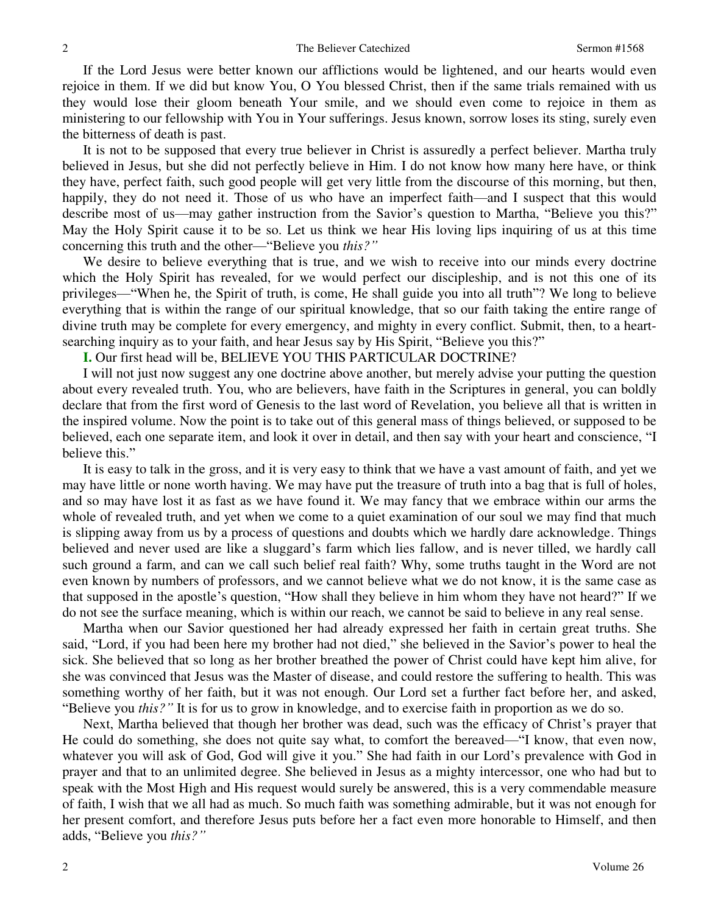If the Lord Jesus were better known our afflictions would be lightened, and our hearts would even rejoice in them. If we did but know You, O You blessed Christ, then if the same trials remained with us they would lose their gloom beneath Your smile, and we should even come to rejoice in them as ministering to our fellowship with You in Your sufferings. Jesus known, sorrow loses its sting, surely even the bitterness of death is past.

It is not to be supposed that every true believer in Christ is assuredly a perfect believer. Martha truly believed in Jesus, but she did not perfectly believe in Him. I do not know how many here have, or think they have, perfect faith, such good people will get very little from the discourse of this morning, but then, happily, they do not need it. Those of us who have an imperfect faith—and I suspect that this would describe most of us—may gather instruction from the Savior's question to Martha, "Believe you this?" May the Holy Spirit cause it to be so. Let us think we hear His loving lips inquiring of us at this time concerning this truth and the other—"Believe you *this?"*

We desire to believe everything that is true, and we wish to receive into our minds every doctrine which the Holy Spirit has revealed, for we would perfect our discipleship, and is not this one of its privileges—"When he, the Spirit of truth, is come, He shall guide you into all truth"? We long to believe everything that is within the range of our spiritual knowledge, that so our faith taking the entire range of divine truth may be complete for every emergency, and mighty in every conflict. Submit, then, to a heart-searching inquiry as to your faith, and hear Jesus say by His Spirit, "Believe you this?"

**I.** Our first head will be, BELIEVE YOU THIS PARTICULAR DOCTRINE?

I will not just now suggest any one doctrine above another, but merely advise your putting the question about every revealed truth. You, who are believers, have faith in the Scriptures in general, you can boldly declare that from the first word of Genesis to the last word of Revelation, you believe all that is written in the inspired volume. Now the point is to take out of this general mass of things believed, or supposed to be believed, each one separate item, and look it over in detail, and then say with your heart and conscience, "I believe this."

It is easy to talk in the gross, and it is very easy to think that we have a vast amount of faith, and yet we may have little or none worth having. We may have put the treasure of truth into a bag that is full of holes, and so may have lost it as fast as we have found it. We may fancy that we embrace within our arms the whole of revealed truth, and yet when we come to a quiet examination of our soul we may find that much is slipping away from us by a process of questions and doubts which we hardly dare acknowledge. Things believed and never used are like a sluggard's farm which lies fallow, and is never tilled, we hardly call such ground a farm, and can we call such belief real faith? Why, some truths taught in the Word are not even known by numbers of professors, and we cannot believe what we do not know, it is the same case as that supposed in the apostle's question, "How shall they believe in him whom they have not heard?" If we do not see the surface meaning, which is within our reach, we cannot be said to believe in any real sense.

Martha when our Savior questioned her had already expressed her faith in certain great truths. She said, "Lord, if you had been here my brother had not died," she believed in the Savior's power to heal the sick. She believed that so long as her brother breathed the power of Christ could have kept him alive, for she was convinced that Jesus was the Master of disease, and could restore the suffering to health. This was something worthy of her faith, but it was not enough. Our Lord set a further fact before her, and asked, "Believe you *this?"* It is for us to grow in knowledge, and to exercise faith in proportion as we do so.

Next, Martha believed that though her brother was dead, such was the efficacy of Christ's prayer that He could do something, she does not quite say what, to comfort the bereaved—"I know, that even now, whatever you will ask of God, God will give it you." She had faith in our Lord's prevalence with God in prayer and that to an unlimited degree. She believed in Jesus as a mighty intercessor, one who had but to speak with the Most High and His request would surely be answered, this is a very commendable measure of faith, I wish that we all had as much. So much faith was something admirable, but it was not enough for her present comfort, and therefore Jesus puts before her a fact even more honorable to Himself, and then adds, "Believe you *this?"*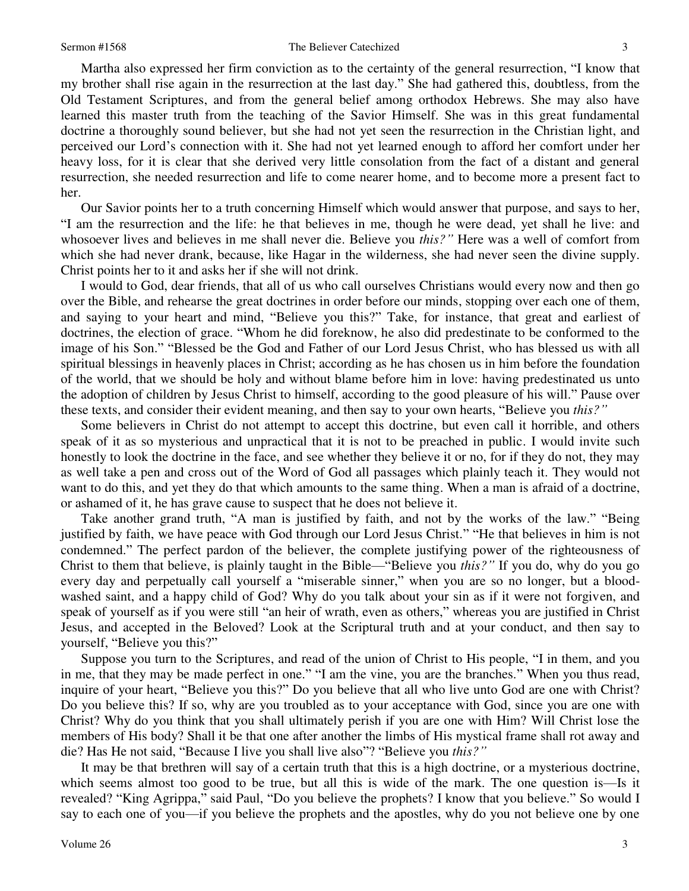Martha also expressed her firm conviction as to the certainty of the general resurrection, "I know that my brother shall rise again in the resurrection at the last day." She had gathered this, doubtless, from the Old Testament Scriptures, and from the general belief among orthodox Hebrews. She may also have learned this master truth from the teaching of the Savior Himself. She was in this great fundamental doctrine a thoroughly sound believer, but she had not yet seen the resurrection in the Christian light, and perceived our Lord's connection with it. She had not yet learned enough to afford her comfort under her heavy loss, for it is clear that she derived very little consolation from the fact of a distant and general resurrection, she needed resurrection and life to come nearer home, and to become more a present fact to her.

Our Savior points her to a truth concerning Himself which would answer that purpose, and says to her, "I am the resurrection and the life: he that believes in me, though he were dead, yet shall he live: and whosoever lives and believes in me shall never die. Believe you *this?"* Here was a well of comfort from which she had never drank, because, like Hagar in the wilderness, she had never seen the divine supply. Christ points her to it and asks her if she will not drink.

I would to God, dear friends, that all of us who call ourselves Christians would every now and then go over the Bible, and rehearse the great doctrines in order before our minds, stopping over each one of them, and saying to your heart and mind, "Believe you this?" Take, for instance, that great and earliest of doctrines, the election of grace. "Whom he did foreknow, he also did predestinate to be conformed to the image of his Son." "Blessed be the God and Father of our Lord Jesus Christ, who has blessed us with all spiritual blessings in heavenly places in Christ; according as he has chosen us in him before the foundation of the world, that we should be holy and without blame before him in love: having predestinated us unto the adoption of children by Jesus Christ to himself, according to the good pleasure of his will." Pause over these texts, and consider their evident meaning, and then say to your own hearts, "Believe you *this?"*

Some believers in Christ do not attempt to accept this doctrine, but even call it horrible, and others speak of it as so mysterious and unpractical that it is not to be preached in public. I would invite such honestly to look the doctrine in the face, and see whether they believe it or no, for if they do not, they may as well take a pen and cross out of the Word of God all passages which plainly teach it. They would not want to do this, and yet they do that which amounts to the same thing. When a man is afraid of a doctrine, or ashamed of it, he has grave cause to suspect that he does not believe it.

Take another grand truth, "A man is justified by faith, and not by the works of the law." "Being justified by faith, we have peace with God through our Lord Jesus Christ." "He that believes in him is not condemned." The perfect pardon of the believer, the complete justifying power of the righteousness of Christ to them that believe, is plainly taught in the Bible—"Believe you *this?"* If you do, why do you go every day and perpetually call yourself a "miserable sinner," when you are so no longer, but a blood-washed saint, and a happy child of God? Why do you talk about your sin as if it were not forgiven, and speak of yourself as if you were still "an heir of wrath, even as others," whereas you are justified in Christ Jesus, and accepted in the Beloved? Look at the Scriptural truth and at your conduct, and then say to yourself, "Believe you this?"

Suppose you turn to the Scriptures, and read of the union of Christ to His people, "I in them, and you in me, that they may be made perfect in one." "I am the vine, you are the branches." When you thus read, inquire of your heart, "Believe you this?" Do you believe that all who live unto God are one with Christ? Do you believe this? If so, why are you troubled as to your acceptance with God, since you are one with Christ? Why do you think that you shall ultimately perish if you are one with Him? Will Christ lose the members of His body? Shall it be that one after another the limbs of His mystical frame shall rot away and die? Has He not said, "Because I live you shall live also"? "Believe you *this?"*

It may be that brethren will say of a certain truth that this is a high doctrine, or a mysterious doctrine, which seems almost too good to be true, but all this is wide of the mark. The one question is—Is it revealed? "King Agrippa," said Paul, "Do you believe the prophets? I know that you believe." So would I say to each one of you—if you believe the prophets and the apostles, why do you not believe one by one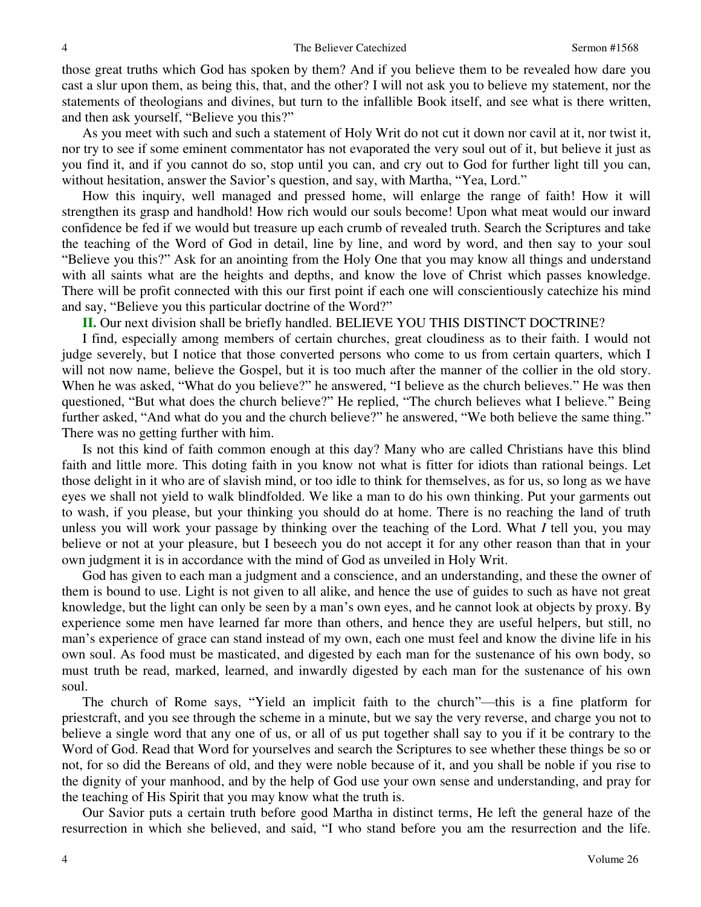those great truths which God has spoken by them? And if you believe them to be revealed how dare you cast a slur upon them, as being this, that, and the other? I will not ask you to believe my statement, nor the statements of theologians and divines, but turn to the infallible Book itself, and see what is there written, and then ask yourself, "Believe you this?"

As you meet with such and such a statement of Holy Writ do not cut it down nor cavil at it, nor twist it, nor try to see if some eminent commentator has not evaporated the very soul out of it, but believe it just as you find it, and if you cannot do so, stop until you can, and cry out to God for further light till you can, without hesitation, answer the Savior's question, and say, with Martha, "Yea, Lord."

How this inquiry, well managed and pressed home, will enlarge the range of faith! How it will strengthen its grasp and handhold! How rich would our souls become! Upon what meat would our inward confidence be fed if we would but treasure up each crumb of revealed truth. Search the Scriptures and take the teaching of the Word of God in detail, line by line, and word by word, and then say to your soul "Believe you this?" Ask for an anointing from the Holy One that you may know all things and understand with all saints what are the heights and depths, and know the love of Christ which passes knowledge. There will be profit connected with this our first point if each one will conscientiously catechize his mind and say, "Believe you this particular doctrine of the Word?"

**II.** Our next division shall be briefly handled. BELIEVE YOU THIS DISTINCT DOCTRINE?

I find, especially among members of certain churches, great cloudiness as to their faith. I would not judge severely, but I notice that those converted persons who come to us from certain quarters, which I will not now name, believe the Gospel, but it is too much after the manner of the collier in the old story. When he was asked, "What do you believe?" he answered, "I believe as the church believes." He was then questioned, "But what does the church believe?" He replied, "The church believes what I believe." Being further asked, "And what do you and the church believe?" he answered, "We both believe the same thing." There was no getting further with him.

Is not this kind of faith common enough at this day? Many who are called Christians have this blind faith and little more. This doting faith in you know not what is fitter for idiots than rational beings. Let those delight in it who are of slavish mind, or too idle to think for themselves, as for us, so long as we have eyes we shall not yield to walk blindfolded. We like a man to do his own thinking. Put your garments out to wash, if you please, but your thinking you should do at home. There is no reaching the land of truth unless you will work your passage by thinking over the teaching of the Lord. What *I* tell you, you may believe or not at your pleasure, but I beseech you do not accept it for any other reason than that in your own judgment it is in accordance with the mind of God as unveiled in Holy Writ.

God has given to each man a judgment and a conscience, and an understanding, and these the owner of them is bound to use. Light is not given to all alike, and hence the use of guides to such as have not great knowledge, but the light can only be seen by a man's own eyes, and he cannot look at objects by proxy. By experience some men have learned far more than others, and hence they are useful helpers, but still, no man's experience of grace can stand instead of my own, each one must feel and know the divine life in his own soul. As food must be masticated, and digested by each man for the sustenance of his own body, so must truth be read, marked, learned, and inwardly digested by each man for the sustenance of his own soul.

The church of Rome says, "Yield an implicit faith to the church"—this is a fine platform for priestcraft, and you see through the scheme in a minute, but we say the very reverse, and charge you not to believe a single word that any one of us, or all of us put together shall say to you if it be contrary to the Word of God. Read that Word for yourselves and search the Scriptures to see whether these things be so or not, for so did the Bereans of old, and they were noble because of it, and you shall be noble if you rise to the dignity of your manhood, and by the help of God use your own sense and understanding, and pray for the teaching of His Spirit that you may know what the truth is.

Our Savior puts a certain truth before good Martha in distinct terms, He left the general haze of the resurrection in which she believed, and said, "I who stand before you am the resurrection and the life.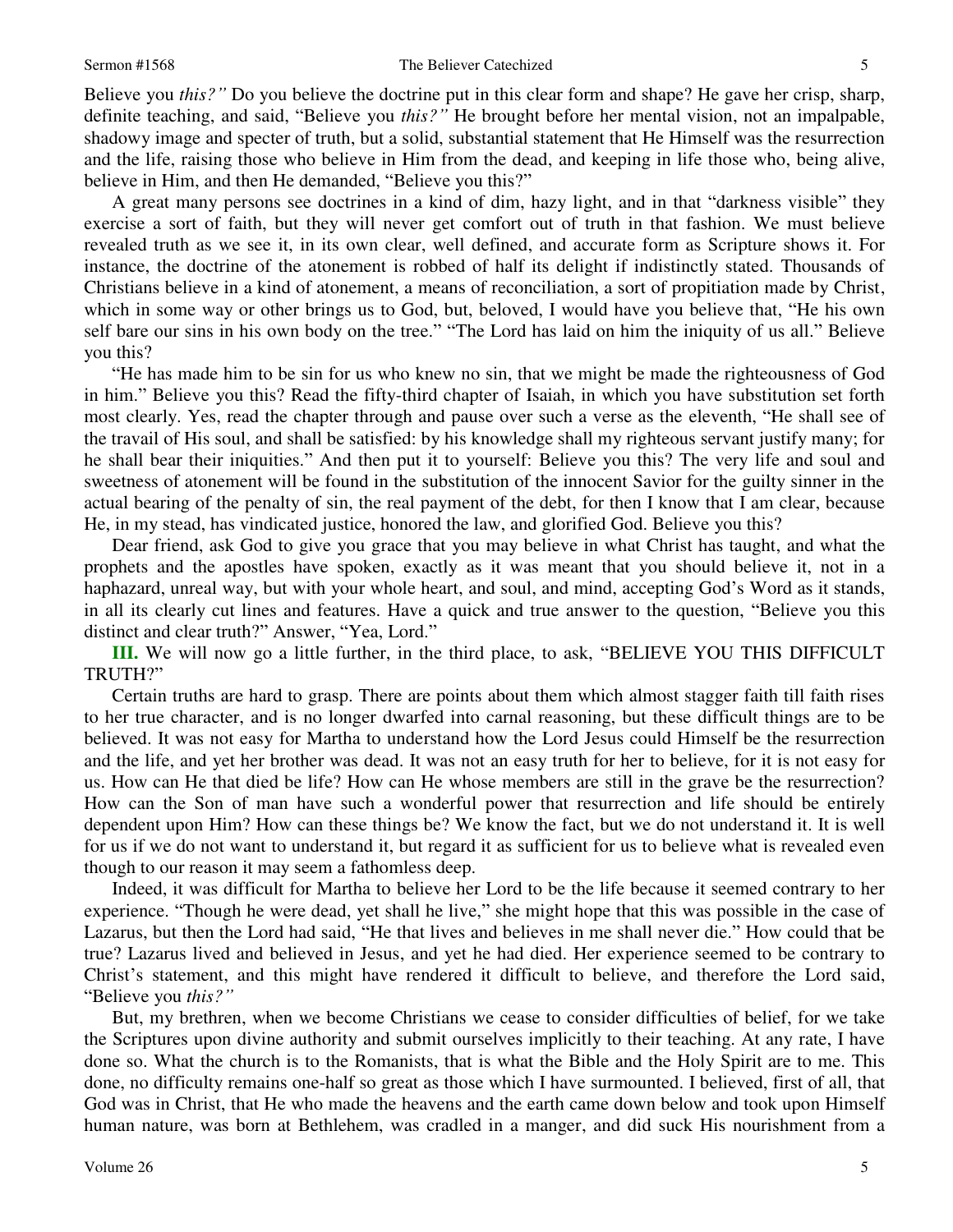Believe you *this?"* Do you believe the doctrine put in this clear form and shape? He gave her crisp, sharp, definite teaching, and said, "Believe you *this?"* He brought before her mental vision, not an impalpable, shadowy image and specter of truth, but a solid, substantial statement that He Himself was the resurrection and the life, raising those who believe in Him from the dead, and keeping in life those who, being alive, believe in Him, and then He demanded, "Believe you this?"

A great many persons see doctrines in a kind of dim, hazy light, and in that "darkness visible" they exercise a sort of faith, but they will never get comfort out of truth in that fashion. We must believe revealed truth as we see it, in its own clear, well defined, and accurate form as Scripture shows it. For instance, the doctrine of the atonement is robbed of half its delight if indistinctly stated. Thousands of Christians believe in a kind of atonement, a means of reconciliation, a sort of propitiation made by Christ, which in some way or other brings us to God, but, beloved, I would have you believe that, "He his own self bare our sins in his own body on the tree." "The Lord has laid on him the iniquity of us all." Believe you this?

"He has made him to be sin for us who knew no sin, that we might be made the righteousness of God in him." Believe you this? Read the fifty-third chapter of Isaiah, in which you have substitution set forth most clearly. Yes, read the chapter through and pause over such a verse as the eleventh, "He shall see of the travail of His soul, and shall be satisfied: by his knowledge shall my righteous servant justify many; for he shall bear their iniquities." And then put it to yourself: Believe you this? The very life and soul and sweetness of atonement will be found in the substitution of the innocent Savior for the guilty sinner in the actual bearing of the penalty of sin, the real payment of the debt, for then I know that I am clear, because He, in my stead, has vindicated justice, honored the law, and glorified God. Believe you this?

Dear friend, ask God to give you grace that you may believe in what Christ has taught, and what the prophets and the apostles have spoken, exactly as it was meant that you should believe it, not in a haphazard, unreal way, but with your whole heart, and soul, and mind, accepting God's Word as it stands, in all its clearly cut lines and features. Have a quick and true answer to the question, "Believe you this distinct and clear truth?" Answer, "Yea, Lord."

**III.** We will now go a little further, in the third place, to ask, "BELIEVE YOU THIS DIFFICULT TRUTH?"

Certain truths are hard to grasp. There are points about them which almost stagger faith till faith rises to her true character, and is no longer dwarfed into carnal reasoning, but these difficult things are to be believed. It was not easy for Martha to understand how the Lord Jesus could Himself be the resurrection and the life, and yet her brother was dead. It was not an easy truth for her to believe, for it is not easy for us. How can He that died be life? How can He whose members are still in the grave be the resurrection? How can the Son of man have such a wonderful power that resurrection and life should be entirely dependent upon Him? How can these things be? We know the fact, but we do not understand it. It is well for us if we do not want to understand it, but regard it as sufficient for us to believe what is revealed even though to our reason it may seem a fathomless deep.

Indeed, it was difficult for Martha to believe her Lord to be the life because it seemed contrary to her experience. "Though he were dead, yet shall he live," she might hope that this was possible in the case of Lazarus, but then the Lord had said, "He that lives and believes in me shall never die." How could that be true? Lazarus lived and believed in Jesus, and yet he had died. Her experience seemed to be contrary to Christ's statement, and this might have rendered it difficult to believe, and therefore the Lord said, "Believe you *this?"*

But, my brethren, when we become Christians we cease to consider difficulties of belief, for we take the Scriptures upon divine authority and submit ourselves implicitly to their teaching. At any rate, I have done so. What the church is to the Romanists, that is what the Bible and the Holy Spirit are to me. This done, no difficulty remains one-half so great as those which I have surmounted. I believed, first of all, that God was in Christ, that He who made the heavens and the earth came down below and took upon Himself human nature, was born at Bethlehem, was cradled in a manger, and did suck His nourishment from a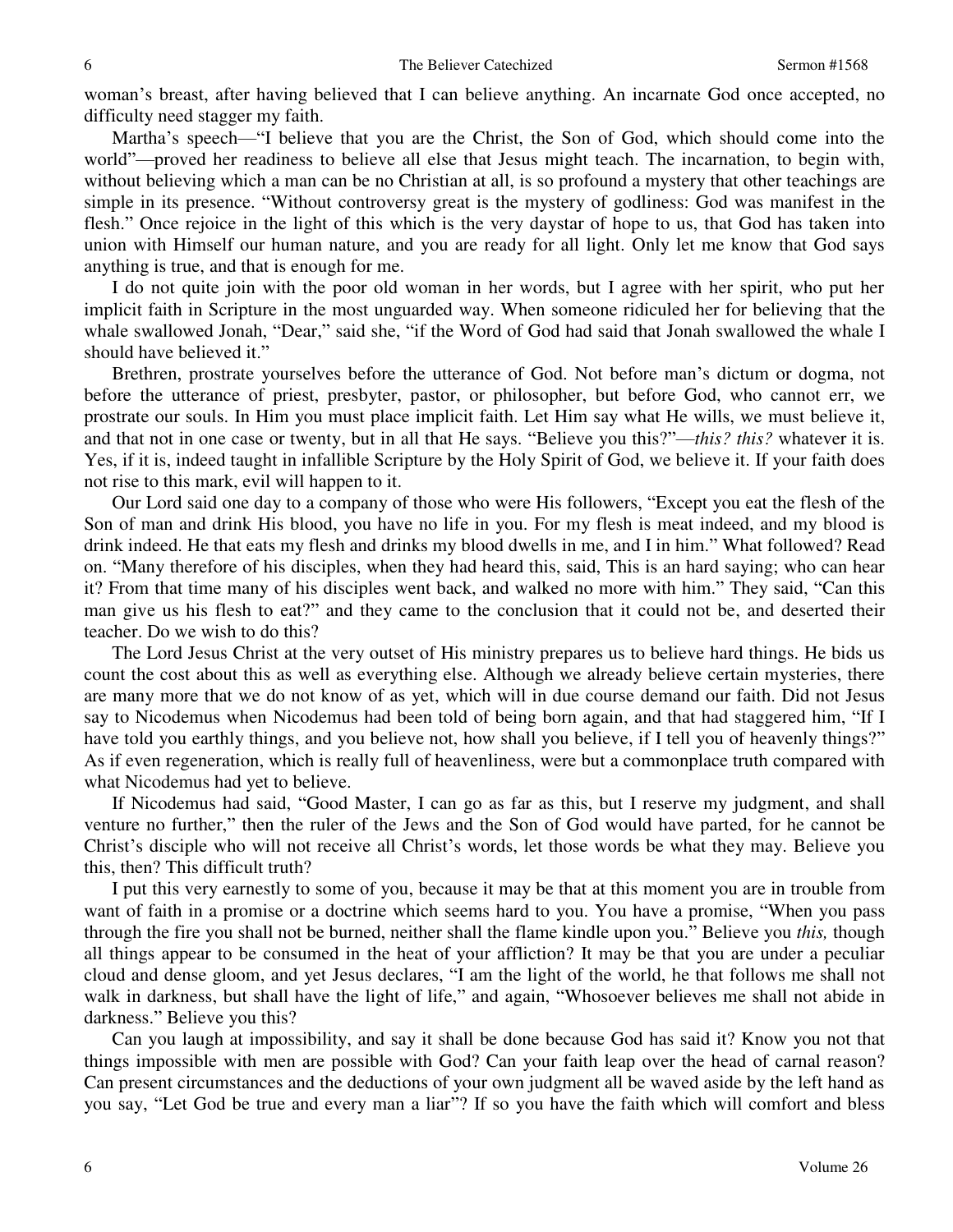woman's breast, after having believed that I can believe anything. An incarnate God once accepted, no difficulty need stagger my faith.

Martha's speech—"I believe that you are the Christ, the Son of God, which should come into the world"—proved her readiness to believe all else that Jesus might teach. The incarnation, to begin with, without believing which a man can be no Christian at all, is so profound a mystery that other teachings are simple in its presence. "Without controversy great is the mystery of godliness: God was manifest in the flesh." Once rejoice in the light of this which is the very daystar of hope to us, that God has taken into union with Himself our human nature, and you are ready for all light. Only let me know that God says anything is true, and that is enough for me.

I do not quite join with the poor old woman in her words, but I agree with her spirit, who put her implicit faith in Scripture in the most unguarded way. When someone ridiculed her for believing that the whale swallowed Jonah, "Dear," said she, "if the Word of God had said that Jonah swallowed the whale I should have believed it."

Brethren, prostrate yourselves before the utterance of God. Not before man's dictum or dogma, not before the utterance of priest, presbyter, pastor, or philosopher, but before God, who cannot err, we prostrate our souls. In Him you must place implicit faith. Let Him say what He wills, we must believe it, and that not in one case or twenty, but in all that He says. "Believe you this?"—*this? this?* whatever it is. Yes, if it is, indeed taught in infallible Scripture by the Holy Spirit of God, we believe it. If your faith does not rise to this mark, evil will happen to it.

Our Lord said one day to a company of those who were His followers, "Except you eat the flesh of the Son of man and drink His blood, you have no life in you. For my flesh is meat indeed, and my blood is drink indeed. He that eats my flesh and drinks my blood dwells in me, and I in him." What followed? Read on. "Many therefore of his disciples, when they had heard this, said, This is an hard saying; who can hear it? From that time many of his disciples went back, and walked no more with him." They said, "Can this man give us his flesh to eat?" and they came to the conclusion that it could not be, and deserted their teacher. Do we wish to do this?

The Lord Jesus Christ at the very outset of His ministry prepares us to believe hard things. He bids us count the cost about this as well as everything else. Although we already believe certain mysteries, there are many more that we do not know of as yet, which will in due course demand our faith. Did not Jesus say to Nicodemus when Nicodemus had been told of being born again, and that had staggered him, "If I have told you earthly things, and you believe not, how shall you believe, if I tell you of heavenly things?" As if even regeneration, which is really full of heavenliness, were but a commonplace truth compared with what Nicodemus had yet to believe.

If Nicodemus had said, "Good Master, I can go as far as this, but I reserve my judgment, and shall venture no further," then the ruler of the Jews and the Son of God would have parted, for he cannot be Christ's disciple who will not receive all Christ's words, let those words be what they may. Believe you this, then? This difficult truth?

I put this very earnestly to some of you, because it may be that at this moment you are in trouble from want of faith in a promise or a doctrine which seems hard to you. You have a promise, "When you pass through the fire you shall not be burned, neither shall the flame kindle upon you." Believe you *this,* though all things appear to be consumed in the heat of your affliction? It may be that you are under a peculiar cloud and dense gloom, and yet Jesus declares, "I am the light of the world, he that follows me shall not walk in darkness, but shall have the light of life," and again, "Whosoever believes me shall not abide in darkness." Believe you this?

Can you laugh at impossibility, and say it shall be done because God has said it? Know you not that things impossible with men are possible with God? Can your faith leap over the head of carnal reason? Can present circumstances and the deductions of your own judgment all be waved aside by the left hand as you say, "Let God be true and every man a liar"? If so you have the faith which will comfort and bless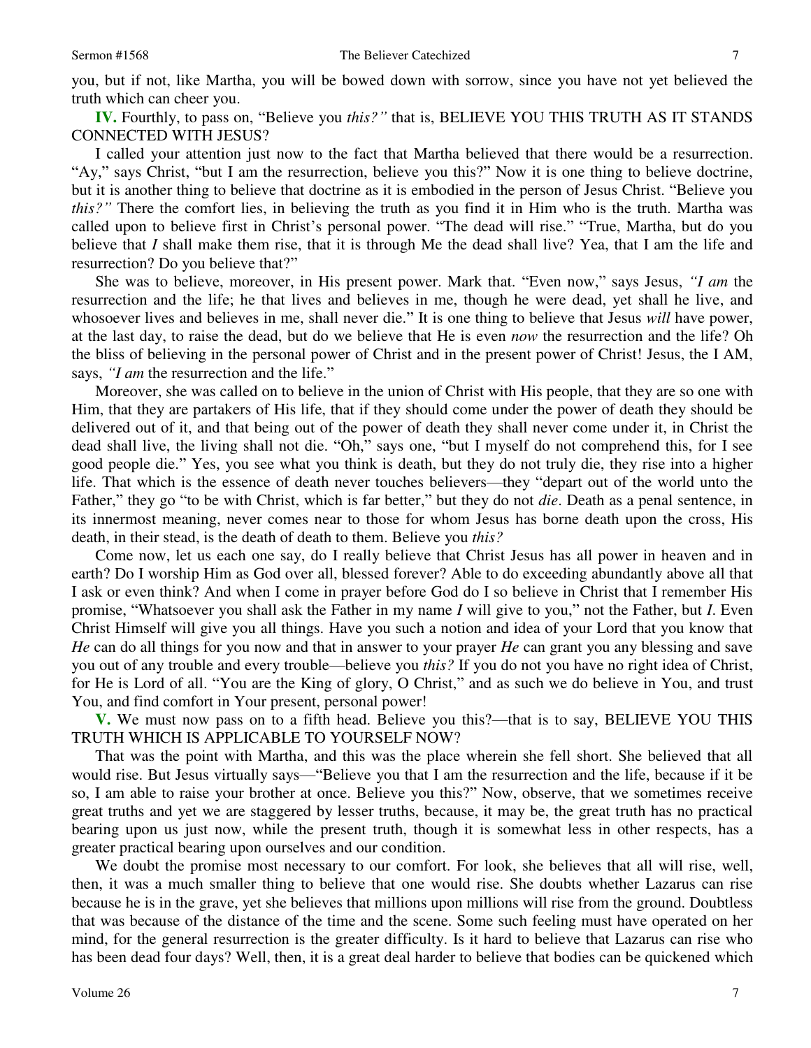you, but if not, like Martha, you will be bowed down with sorrow, since you have not yet believed the truth which can cheer you.

**IV.** Fourthly, to pass on, "Believe you *this?"* that is, BELIEVE YOU THIS TRUTH AS IT STANDS CONNECTED WITH JESUS?

I called your attention just now to the fact that Martha believed that there would be a resurrection. "Ay," says Christ, "but I am the resurrection, believe you this?" Now it is one thing to believe doctrine, but it is another thing to believe that doctrine as it is embodied in the person of Jesus Christ. "Believe you *this?"* There the comfort lies, in believing the truth as you find it in Him who is the truth. Martha was called upon to believe first in Christ's personal power. "The dead will rise." "True, Martha, but do you believe that *I* shall make them rise, that it is through Me the dead shall live? Yea, that I am the life and resurrection? Do you believe that?"

She was to believe, moreover, in His present power. Mark that. "Even now," says Jesus, *"I am* the resurrection and the life; he that lives and believes in me, though he were dead, yet shall he live, and whosoever lives and believes in me, shall never die." It is one thing to believe that Jesus *will* have power, at the last day, to raise the dead, but do we believe that He is even *now* the resurrection and the life? Oh the bliss of believing in the personal power of Christ and in the present power of Christ! Jesus, the I AM, says, *"I am* the resurrection and the life."

Moreover, she was called on to believe in the union of Christ with His people, that they are so one with Him, that they are partakers of His life, that if they should come under the power of death they should be delivered out of it, and that being out of the power of death they shall never come under it, in Christ the dead shall live, the living shall not die. "Oh," says one, "but I myself do not comprehend this, for I see good people die." Yes, you see what you think is death, but they do not truly die, they rise into a higher life. That which is the essence of death never touches believers—they "depart out of the world unto the Father," they go "to be with Christ, which is far better," but they do not *die*. Death as a penal sentence, in its innermost meaning, never comes near to those for whom Jesus has borne death upon the cross, His death, in their stead, is the death of death to them. Believe you *this?*

Come now, let us each one say, do I really believe that Christ Jesus has all power in heaven and in earth? Do I worship Him as God over all, blessed forever? Able to do exceeding abundantly above all that I ask or even think? And when I come in prayer before God do I so believe in Christ that I remember His promise, "Whatsoever you shall ask the Father in my name *I* will give to you," not the Father, but *I*. Even Christ Himself will give you all things. Have you such a notion and idea of your Lord that you know that *He* can do all things for you now and that in answer to your prayer *He* can grant you any blessing and save you out of any trouble and every trouble—believe you *this?* If you do not you have no right idea of Christ, for He is Lord of all. "You are the King of glory, O Christ," and as such we do believe in You, and trust You, and find comfort in Your present, personal power!

**V.** We must now pass on to a fifth head. Believe you this?—that is to say, BELIEVE YOU THIS TRUTH WHICH IS APPLICABLE TO YOURSELF NOW?

That was the point with Martha, and this was the place wherein she fell short. She believed that all would rise. But Jesus virtually says—"Believe you that I am the resurrection and the life, because if it be so, I am able to raise your brother at once. Believe you this?" Now, observe, that we sometimes receive great truths and yet we are staggered by lesser truths, because, it may be, the great truth has no practical bearing upon us just now, while the present truth, though it is somewhat less in other respects, has a greater practical bearing upon ourselves and our condition.

We doubt the promise most necessary to our comfort. For look, she believes that all will rise, well, then, it was a much smaller thing to believe that one would rise. She doubts whether Lazarus can rise because he is in the grave, yet she believes that millions upon millions will rise from the ground. Doubtless that was because of the distance of the time and the scene. Some such feeling must have operated on her mind, for the general resurrection is the greater difficulty. Is it hard to believe that Lazarus can rise who has been dead four days? Well, then, it is a great deal harder to believe that bodies can be quickened which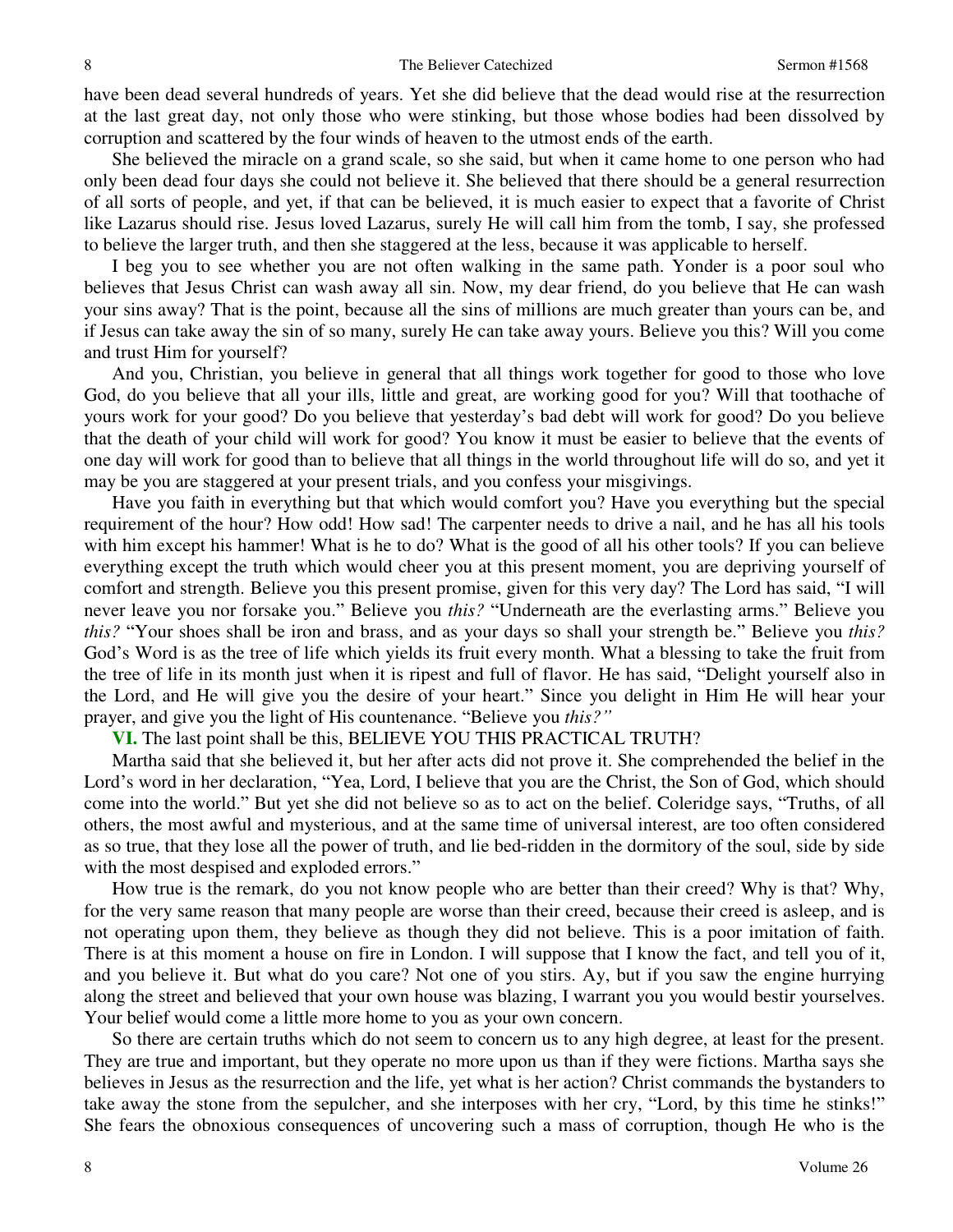have been dead several hundreds of years. Yet she did believe that the dead would rise at the resurrection at the last great day, not only those who were stinking, but those whose bodies had been dissolved by corruption and scattered by the four winds of heaven to the utmost ends of the earth.

She believed the miracle on a grand scale, so she said, but when it came home to one person who had only been dead four days she could not believe it. She believed that there should be a general resurrection of all sorts of people, and yet, if that can be believed, it is much easier to expect that a favorite of Christ like Lazarus should rise. Jesus loved Lazarus, surely He will call him from the tomb, I say, she professed to believe the larger truth, and then she staggered at the less, because it was applicable to herself.

I beg you to see whether you are not often walking in the same path. Yonder is a poor soul who believes that Jesus Christ can wash away all sin. Now, my dear friend, do you believe that He can wash your sins away? That is the point, because all the sins of millions are much greater than yours can be, and if Jesus can take away the sin of so many, surely He can take away yours. Believe you this? Will you come and trust Him for yourself?

And you, Christian, you believe in general that all things work together for good to those who love God, do you believe that all your ills, little and great, are working good for you? Will that toothache of yours work for your good? Do you believe that yesterday's bad debt will work for good? Do you believe that the death of your child will work for good? You know it must be easier to believe that the events of one day will work for good than to believe that all things in the world throughout life will do so, and yet it may be you are staggered at your present trials, and you confess your misgivings.

Have you faith in everything but that which would comfort you? Have you everything but the special requirement of the hour? How odd! How sad! The carpenter needs to drive a nail, and he has all his tools with him except his hammer! What is he to do? What is the good of all his other tools? If you can believe everything except the truth which would cheer you at this present moment, you are depriving yourself of comfort and strength. Believe you this present promise, given for this very day? The Lord has said, "I will never leave you nor forsake you." Believe you *this?* "Underneath are the everlasting arms." Believe you *this?* "Your shoes shall be iron and brass, and as your days so shall your strength be." Believe you *this?* God's Word is as the tree of life which yields its fruit every month. What a blessing to take the fruit from the tree of life in its month just when it is ripest and full of flavor. He has said, "Delight yourself also in the Lord, and He will give you the desire of your heart." Since you delight in Him He will hear your prayer, and give you the light of His countenance. "Believe you *this?"*

**VI.** The last point shall be this, BELIEVE YOU THIS PRACTICAL TRUTH?

Martha said that she believed it, but her after acts did not prove it. She comprehended the belief in the Lord's word in her declaration, "Yea, Lord, I believe that you are the Christ, the Son of God, which should come into the world." But yet she did not believe so as to act on the belief. Coleridge says, "Truths, of all others, the most awful and mysterious, and at the same time of universal interest, are too often considered as so true, that they lose all the power of truth, and lie bed-ridden in the dormitory of the soul, side by side with the most despised and exploded errors."

How true is the remark, do you not know people who are better than their creed? Why is that? Why, for the very same reason that many people are worse than their creed, because their creed is asleep, and is not operating upon them, they believe as though they did not believe. This is a poor imitation of faith. There is at this moment a house on fire in London. I will suppose that I know the fact, and tell you of it, and you believe it. But what do you care? Not one of you stirs. Ay, but if you saw the engine hurrying along the street and believed that your own house was blazing, I warrant you you would bestir yourselves. Your belief would come a little more home to you as your own concern.

So there are certain truths which do not seem to concern us to any high degree, at least for the present. They are true and important, but they operate no more upon us than if they were fictions. Martha says she believes in Jesus as the resurrection and the life, yet what is her action? Christ commands the bystanders to take away the stone from the sepulcher, and she interposes with her cry, "Lord, by this time he stinks!" She fears the obnoxious consequences of uncovering such a mass of corruption, though He who is the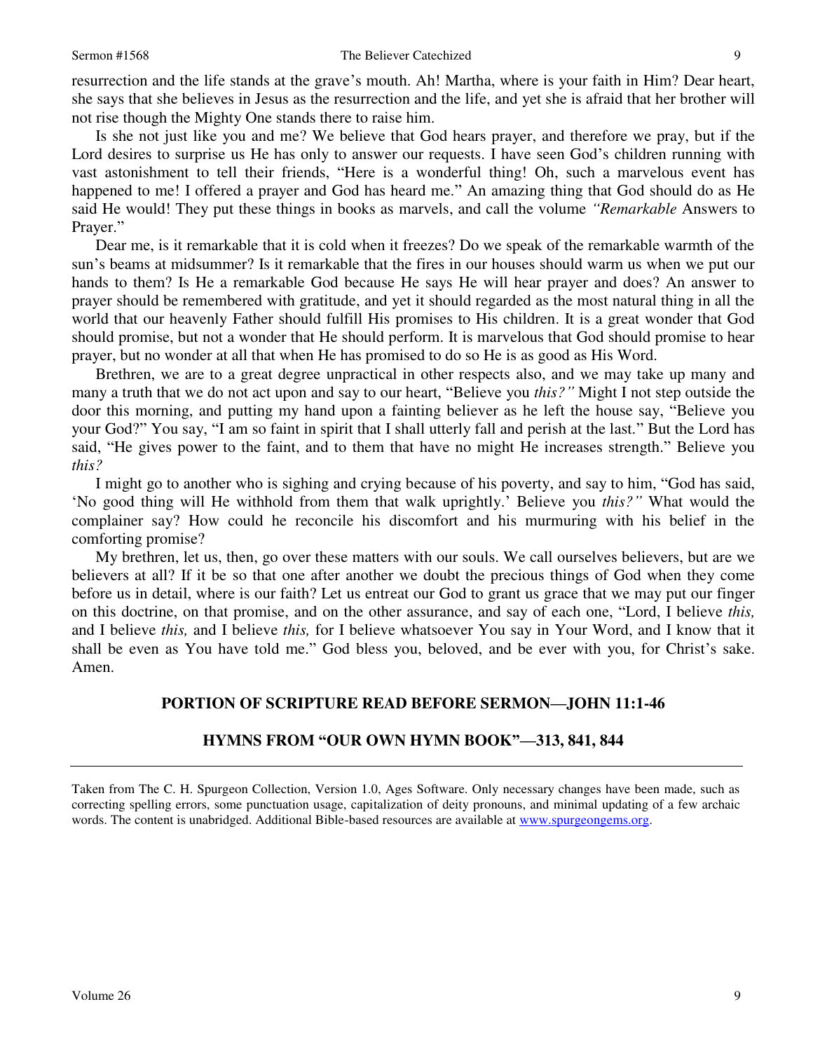resurrection and the life stands at the grave's mouth. Ah! Martha, where is your faith in Him? Dear heart, she says that she believes in Jesus as the resurrection and the life, and yet she is afraid that her brother will not rise though the Mighty One stands there to raise him.

Is she not just like you and me? We believe that God hears prayer, and therefore we pray, but if the Lord desires to surprise us He has only to answer our requests. I have seen God's children running with vast astonishment to tell their friends, "Here is a wonderful thing! Oh, such a marvelous event has happened to me! I offered a prayer and God has heard me." An amazing thing that God should do as He said He would! They put these things in books as marvels, and call the volume *"Remarkable* Answers to Prayer."

Dear me, is it remarkable that it is cold when it freezes? Do we speak of the remarkable warmth of the sun's beams at midsummer? Is it remarkable that the fires in our houses should warm us when we put our hands to them? Is He a remarkable God because He says He will hear prayer and does? An answer to prayer should be remembered with gratitude, and yet it should regarded as the most natural thing in all the world that our heavenly Father should fulfill His promises to His children. It is a great wonder that God should promise, but not a wonder that He should perform. It is marvelous that God should promise to hear prayer, but no wonder at all that when He has promised to do so He is as good as His Word.

Brethren, we are to a great degree unpractical in other respects also, and we may take up many and many a truth that we do not act upon and say to our heart, "Believe you *this?"* Might I not step outside the door this morning, and putting my hand upon a fainting believer as he left the house say, "Believe you your God?" You say, "I am so faint in spirit that I shall utterly fall and perish at the last." But the Lord has said, "He gives power to the faint, and to them that have no might He increases strength." Believe you *this?*

I might go to another who is sighing and crying because of his poverty, and say to him, "God has said, 'No good thing will He withhold from them that walk uprightly.' Believe you *this?"* What would the complainer say? How could he reconcile his discomfort and his murmuring with his belief in the comforting promise?

My brethren, let us, then, go over these matters with our souls. We call ourselves believers, but are we believers at all? If it be so that one after another we doubt the precious things of God when they come before us in detail, where is our faith? Let us entreat our God to grant us grace that we may put our finger on this doctrine, on that promise, and on the other assurance, and say of each one, "Lord, I believe *this,* and I believe *this,* and I believe *this,* for I believe whatsoever You say in Your Word, and I know that it shall be even as You have told me." God bless you, beloved, and be ever with you, for Christ's sake. Amen.

## PORTION OF SCRIPTURE READ BEFORE SERMON—JOHN 11:1-46

## HYMNS FROM "OUR OWN HYMN BOOK"—313, 841, 844

---

Taken from The C. H. Spurgeon Collection, Version 1.0, Ages Software. Only necessary changes have been made, such as correcting spelling errors, some punctuation usage, capitalization of deity pronouns, and minimal updating of a few archaic words. The content is unabridged. Additional Bible-based resources are available at www.spurgeongems.org.